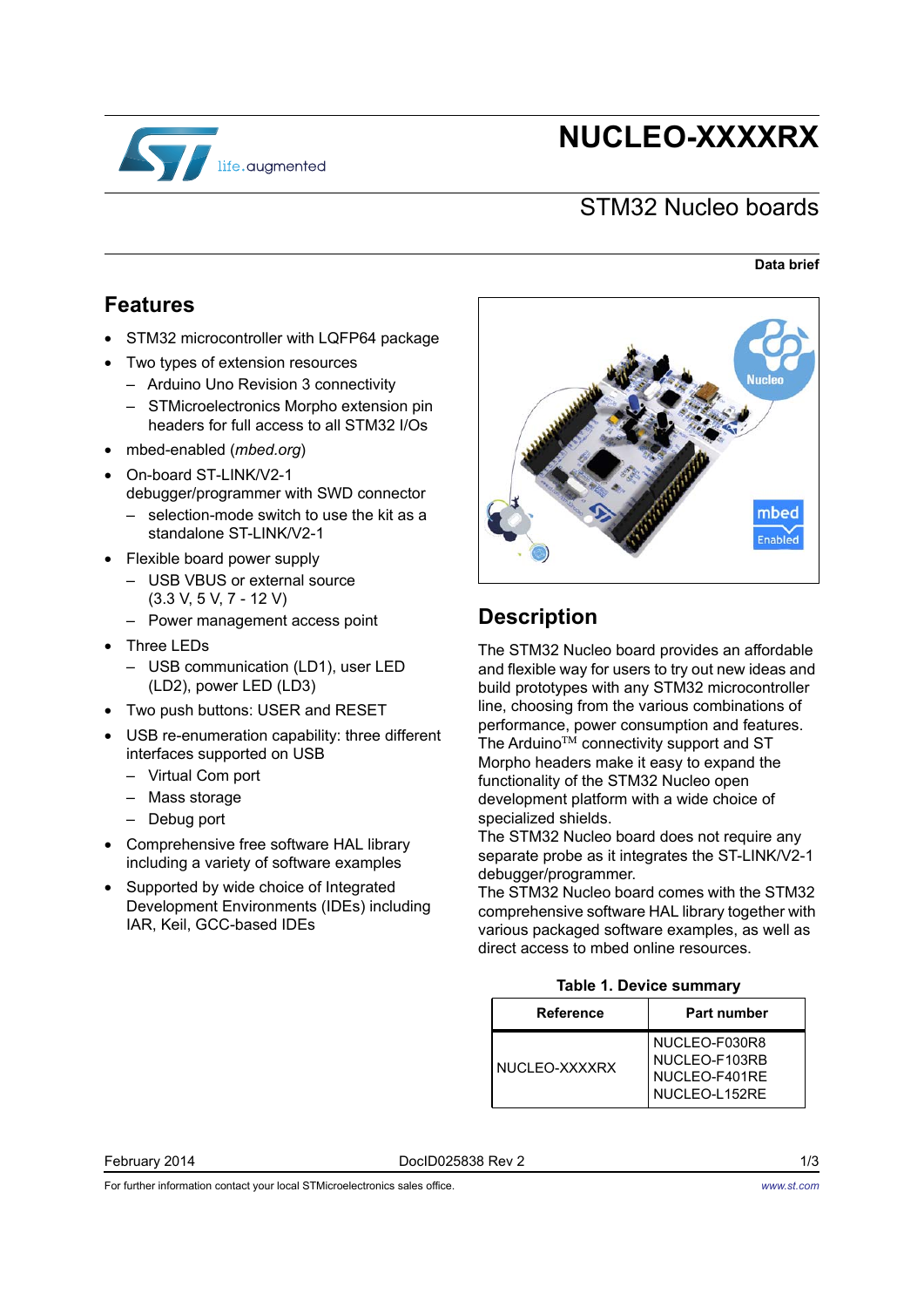# NUCLEO-XXXXRX

## STM32 Nucleo boards

**Data brief**

## Features

- STM32 microcontroller with LQFP64 package
- Two types of extension resources
  - Arduino Uno Revision 3 connectivity
  - STMicroelectronics Morpho extension pin headers for full access to all STM32 I/Os
- mbed-enabled (*mbed.org*)
- On-board ST-LINK/V2-1 debugger/programmer with SWD connector
  - selection-mode switch to use the kit as a standalone ST-LINK/V2-1
- Flexible board power supply
  - USB VBUS or external source (3.3 V, 5 V, 7 - 12 V)
  - Power management access point
- Three LEDs
  - USB communication (LD1), user LED (LD2), power LED (LD3)
- Two push buttons: USER and RESET
- USB re-enumeration capability: three different interfaces supported on USB
  - Virtual Com port
  - Mass storage
  - Debug port
- Comprehensive free software HAL library including a variety of software examples
- Supported by wide choice of Integrated Development Environments (IDEs) including IAR, Keil, GCC-based IDEs

## Description

The STM32 Nucleo board provides an affordable and flexible way for users to try out new ideas and build prototypes with any STM32 microcontroller line, choosing from the various combinations of performance, power consumption and features. The Arduino™ connectivity support and ST Morpho headers make it easy to expand the functionality of the STM32 Nucleo open development platform with a wide choice of specialized shields.

The STM32 Nucleo board does not require any separate probe as it integrates the ST-LINK/V2-1 debugger/programmer.

The STM32 Nucleo board comes with the STM32 comprehensive software HAL library together with various packaged software examples, as well as direct access to mbed online resources.

**Table 1. Device summary**

| Reference | Part number |
|---|---|
| NUCLEO-XXXXRX | NUCLEO-F030R8<br>NUCLEO-F103RB<br>NUCLEO-F401RE<br>NUCLEO-L152RE |

February 2014 DocID025838 Rev 2

For further information contact your local STMicroelectronics sales office. www.st.com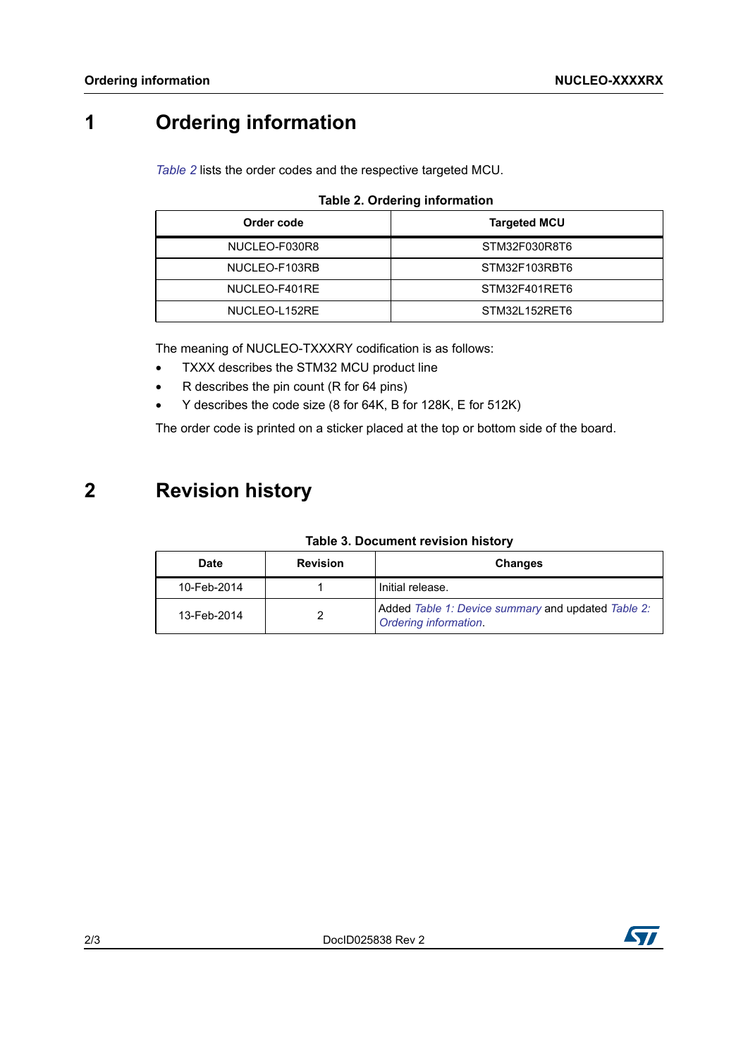# 1 Ordering information

*Table 2* lists the order codes and the respective targeted MCU.

**Table 2. Ordering information**

| Order code | Targeted MCU |
|---|---|
| NUCLEO-F030R8 | STM32F030R8T6 |
| NUCLEO-F103RB | STM32F103RBT6 |
| NUCLEO-F401RE | STM32F401RET6 |
| NUCLEO-L152RE | STM32L152RET6 |

The meaning of NUCLEO-TXXXRY codification is as follows:

- TXXX describes the STM32 MCU product line
- R describes the pin count (R for 64 pins)
- Y describes the code size (8 for 64K, B for 128K, E for 512K)

The order code is printed on a sticker placed at the top or bottom side of the board.

# 2 Revision history

**Table 3. Document revision history**

| Date | Revision | Changes |
|---|---|---|
| 10-Feb-2014 | 1 | Initial release. |
| 13-Feb-2014 | 2 | Added *Table 1: Device summary* and updated *Table 2: Ordering information*. |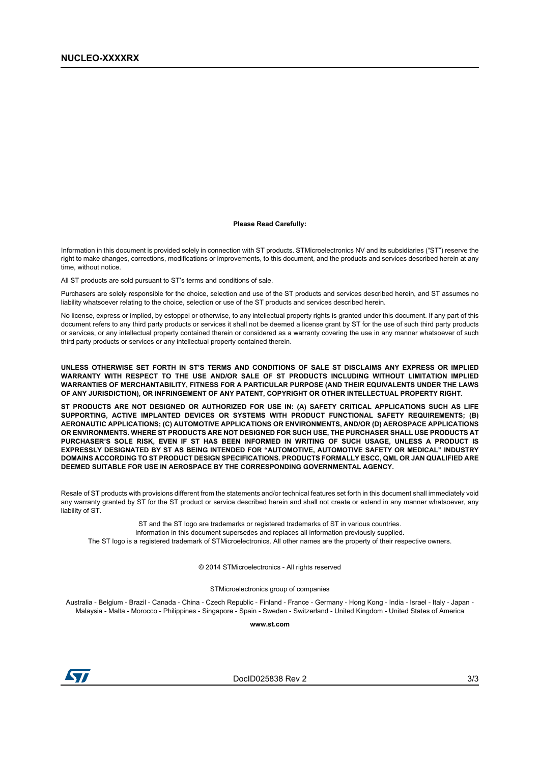**Please Read Carefully:**

Information in this document is provided solely in connection with ST products. STMicroelectronics NV and its subsidiaries ("ST") reserve the right to make changes, corrections, modifications or improvements, to this document, and the products and services described herein at any time, without notice.

All ST products are sold pursuant to ST's terms and conditions of sale.

Purchasers are solely responsible for the choice, selection and use of the ST products and services described herein, and ST assumes no liability whatsoever relating to the choice, selection or use of the ST products and services described herein.

No license, express or implied, by estoppel or otherwise, to any intellectual property rights is granted under this document. If any part of this document refers to any third party products or services it shall not be deemed a license grant by ST for the use of such third party products or services, or any intellectual property contained therein or considered as a warranty covering the use in any manner whatsoever of such third party products or services or any intellectual property contained therein.

**UNLESS OTHERWISE SET FORTH IN ST'S TERMS AND CONDITIONS OF SALE ST DISCLAIMS ANY EXPRESS OR IMPLIED WARRANTY WITH RESPECT TO THE USE AND/OR SALE OF ST PRODUCTS INCLUDING WITHOUT LIMITATION IMPLIED WARRANTIES OF MERCHANTABILITY, FITNESS FOR A PARTICULAR PURPOSE (AND THEIR EQUIVALENTS UNDER THE LAWS OF ANY JURISDICTION), OR INFRINGEMENT OF ANY PATENT, COPYRIGHT OR OTHER INTELLECTUAL PROPERTY RIGHT.**

**ST PRODUCTS ARE NOT DESIGNED OR AUTHORIZED FOR USE IN: (A) SAFETY CRITICAL APPLICATIONS SUCH AS LIFE SUPPORTING, ACTIVE IMPLANTED DEVICES OR SYSTEMS WITH PRODUCT FUNCTIONAL SAFETY REQUIREMENTS; (B) AERONAUTIC APPLICATIONS; (C) AUTOMOTIVE APPLICATIONS OR ENVIRONMENTS, AND/OR (D) AEROSPACE APPLICATIONS OR ENVIRONMENTS. WHERE ST PRODUCTS ARE NOT DESIGNED FOR SUCH USE, THE PURCHASER SHALL USE PRODUCTS AT PURCHASER'S SOLE RISK, EVEN IF ST HAS BEEN INFORMED IN WRITING OF SUCH USAGE, UNLESS A PRODUCT IS EXPRESSLY DESIGNATED BY ST AS BEING INTENDED FOR "AUTOMOTIVE, AUTOMOTIVE SAFETY OR MEDICAL" INDUSTRY DOMAINS ACCORDING TO ST PRODUCT DESIGN SPECIFICATIONS. PRODUCTS FORMALLY ESCC, QML OR JAN QUALIFIED ARE DEEMED SUITABLE FOR USE IN AEROSPACE BY THE CORRESPONDING GOVERNMENTAL AGENCY.**

Resale of ST products with provisions different from the statements and/or technical features set forth in this document shall immediately void any warranty granted by ST for the ST product or service described herein and shall not create or extend in any manner whatsoever, any liability of ST.

ST and the ST logo are trademarks or registered trademarks of ST in various countries.
Information in this document supersedes and replaces all information previously supplied.
The ST logo is a registered trademark of STMicroelectronics. All other names are the property of their respective owners.

© 2014 STMicroelectronics - All rights reserved

STMicroelectronics group of companies

Australia - Belgium - Brazil - Canada - China - Czech Republic - Finland - France - Germany - Hong Kong - India - Israel - Italy - Japan - Malaysia - Malta - Morocco - Philippines - Singapore - Spain - Sweden - Switzerland - United Kingdom - United States of America

**www.st.com**